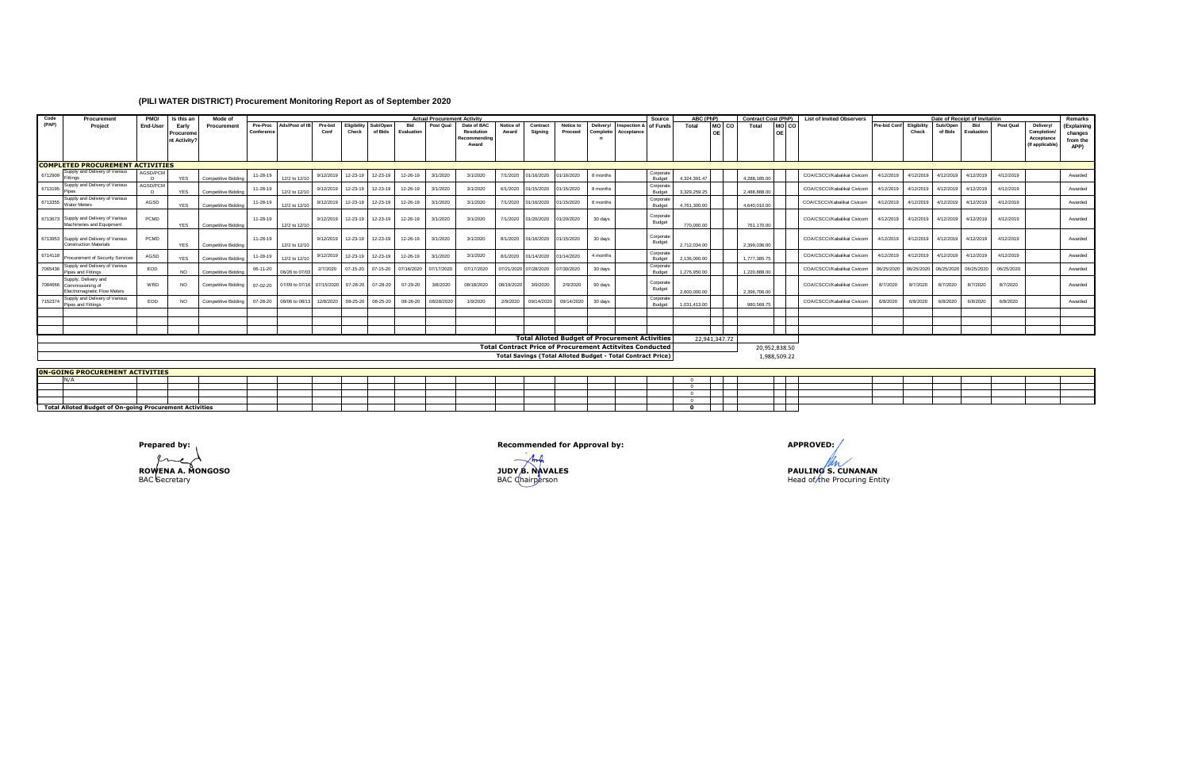# (PILI WATER DISTRICT) Procurement Monitoring Report as of September 2020

| Code (PAP) | Procurement Project | PMO/ End-User | Is this an Early Procurement Activity? | Mode of Procurement | Actual Procurement Activity | | | | | | | | | | | | | | Source of Funds | ABC (PhP) | | | Contract Cost (PhP) | | | List of Invited Observers | Date of Receipt of Invitation | | | | | | Remarks (Explaining changes from the APP) |
|---|---|---|---|---|---|---|---|---|---|---|---|---|---|---|---|---|---|---|---|---|---|---|---|---|---|---|---|---|---|---|---|---|---|
| | | | | | Pre-Proc Conference | Ads/Post of IB | Pre-bid Conf | Eligibility Check | Sub/Open of Bids | Bid Evaluation | Post Qual | Date of BAC Resolution Recommending Award | Notice of Award | Contract Signing | Notice to Proceed | Delivery/ Completion | Inspection & Acceptance | | | Total | MOOE | CO | Total | MOOE | CO | | Pre-bid Conf | Eligibility Check | Sub/Open of Bids | Bid Evaluation | Post Qual | Delivery/ Completion/ Acceptance (If applicable) | |
| **COMPLETED PROCUREMENT ACTIVITIES** | | | | | | | | | | | | | | | | | | | | | | | | | | | | | | | | | |
| 6712909 | Supply and Delivery of Various Fittings | AGSD/PCMD | YES | Competitive Bidding | 11-28-19 | 12/2 to 12/10 | 9/12/2019 | 12-23-19 | 12-23-19 | 12-26-19 | 3/1/2020 | 3/1/2020 | 7/1/2020 | 01/16/2020 | 01/16/2020 | 8 months | | Corporate Budget | 4,324,391.47 | | | 4,288,185.00 | | | COA/CSCC/Kabalikat Civicom | 4/12/2019 | 4/12/2019 | 4/12/2019 | 4/12/2019 | 4/12/2019 | | Awarded |
| 6713195 | Supply and Delivery of Various Pipes | AGSD/PCMD | YES | Competitive Bidding | 11-28-19 | 12/2 to 12/10 | 9/12/2019 | 12-23-19 | 12-23-19 | 12-26-19 | 3/1/2020 | 3/1/2020 | 6/1/2020 | 01/15/2020 | 01/15/2020 | 8 months | | Corporate Budget | 3,329,259.25 | | | 2,488,888.00 | | | COA/CSCC/Kabalikat Civicom | 4/12/2019 | 4/12/2019 | 4/12/2019 | 4/12/2019 | 4/12/2019 | | Awarded |
| 6713355 | Supply and Delivery of Various Water Meters | AGSD | YES | Competitive Bidding | 11-28-19 | 12/2 to 12/10 | 9/12/2019 | 12-23-19 | 12-23-19 | 12-26-19 | 3/1/2020 | 3/1/2020 | 7/1/2020 | 01/16/2020 | 01/15/2020 | 8 months | | Corporate Budget | 4,761,300.00 | | | 4,640,010.00 | | | COA/CSCC/Kabalikat Civicom | 4/12/2019 | 4/12/2019 | 4/12/2019 | 4/12/2019 | 4/12/2019 | | Awarded |
| 6713673 | Supply and Delivery of Various Machineries and Equipment | PCMD | YES | Competitive Bidding | 11-28-19 | 12/2 to 12/10 | 9/12/2019 | 12-23-19 | 12-23-19 | 12-26-19 | 3/1/2020 | 3/1/2020 | 7/1/2020 | 01/20/2020 | 01/20/2020 | 30 days | | Corporate Budget | 770,000.00 | | | 761,170.00 | | | COA/CSCC/Kabalikat Civicom | 4/12/2019 | 4/12/2019 | 4/12/2019 | 4/12/2019 | 4/12/2019 | | Awarded |
| 6713953 | Supply and Delivery of Various Construction Materials | PCMD | YES | Competitive Bidding | 11-28-19 | 12/2 to 12/10 | 9/12/2019 | 12-23-19 | 12-23-19 | 12-26-19 | 3/1/2020 | 3/1/2020 | 8/1/2020 | 01/16/2020 | 01/15/2020 | 30 days | | Corporate Budget | 2,712,034.00 | | | 2,399,036.00 | | | COA/CSCC/Kabalikat Civicom | 4/12/2019 | 4/12/2019 | 4/12/2019 | 4/12/2019 | 4/12/2019 | | Awarded |
| 6714118 | Procurement of Security Services | AGSD | YES | Competitive Bidding | 11-28-19 | 12/2 to 12/10 | 9/12/2019 | 12-23-19 | 12-23-19 | 12-26-19 | 3/1/2020 | 3/1/2020 | 8/1/2020 | 01/14/2020 | 01/14/2020 | 4 months | | Corporate Budget | 2,136,000.00 | | | 1,777,385.75 | | | COA/CSCC/Kabalikat Civicom | 4/12/2019 | 4/12/2019 | 4/12/2019 | 4/12/2019 | 4/12/2019 | | Awarded |
| 7065436 | Supply and Delivery of Various Pipes and Fittings | EOD | NO | Competitive Bidding | 06-11-20 | 06/26 to 07/03 | 2/7/2020 | 07-15-20 | 07-15-20 | 07/16/2020 | 07/17/2020 | 07/17/2020 | 07/21/2020 | 07/28/2020 | 07/30/2020 | 30 days | | Corporate Budget | 1,276,950.00 | | | 1,220,888.00 | | | COA/CSCC/Kabalikat Civicom | 06/25/2020 | 06/25/2020 | 06/25/2020 | 06/25/2020 | 06/25/2020 | | Awarded |
| 7084666 | Supply, Delivery and Commissioning of Electromagnetic Flow Meters | WRD | NO | Competitive Bidding | 07-02-20 | 07/09 to 07/16 | 07/15/2020 | 07-28-20 | 07-28-20 | 07-29-20 | 3/8/2020 | 08/18/2020 | 08/19/2020 | 3/9/2020 | 2/9/2020 | 90 days | | Corporate Budget | 2,600,000.00 | | | 2,396,706.00 | | | COA/CSCC/Kabalikat Civicom | 8/7/2020 | 8/7/2020 | 8/7/2020 | 8/7/2020 | 8/7/2020 | | Awarded |
| 7152374 | Supply and Delivery of Various Pipes and Fittings | EOD | NO | Competitive Bidding | 07-28-20 | 08/06 to 08/13 | 12/8/2020 | 08-25-20 | 08-25-20 | 08-26-20 | 08/28/2020 | 1/9/2020 | 2/9/2020 | 09/14/2020 | 09/14/2020 | 30 days | | Corporate Budget | 1,031,413.00 | | | 980,569.75 | | | COA/CSCC/Kabalikat Civicom | 6/8/2020 | 6/8/2020 | 6/8/2020 | 6/8/2020 | 6/8/2020 | | Awarded |
| | | | | | | | | | | | | | | | | | | | | | | | | | | | | | | | | | |
| | | | | | | | | | | | | | | | | | | **Total Alloted Budget of Procurement Activities** | | 22,941,347.72 | | | | | | | | | | | | | |
| | | | | | | | | | | | | | | | | | | **Total Contract Price of Procurement Actitvites Conducted** | | | | | 20,952,838.50 | | | | | | | | | | |
| | | | | | | | | | | | | | | | | | | **Total Savings (Total Alloted Budget - Total Contract Price)** | | | | | 1,988,509.22 | | | | | | | | | | |

| ON-GOING PROCUREMENT ACTIVITIES | | |
|---|---|---|
| N/A | | 0 |
| | | 0 |
| | | 0 |
| | | 0 |
| **Total Alloted Budget of On-going Procurement Activities** | | **0** |

**Prepared by:**

**ROWENA A. MONGOSO**
BAC Secretary

**Recommended for Approval by:**

**JUDY B. NAVALES**
BAC Chairperson

**APPROVED:**

**PAULINO S. CUNANAN**
Head of the Procuring Entity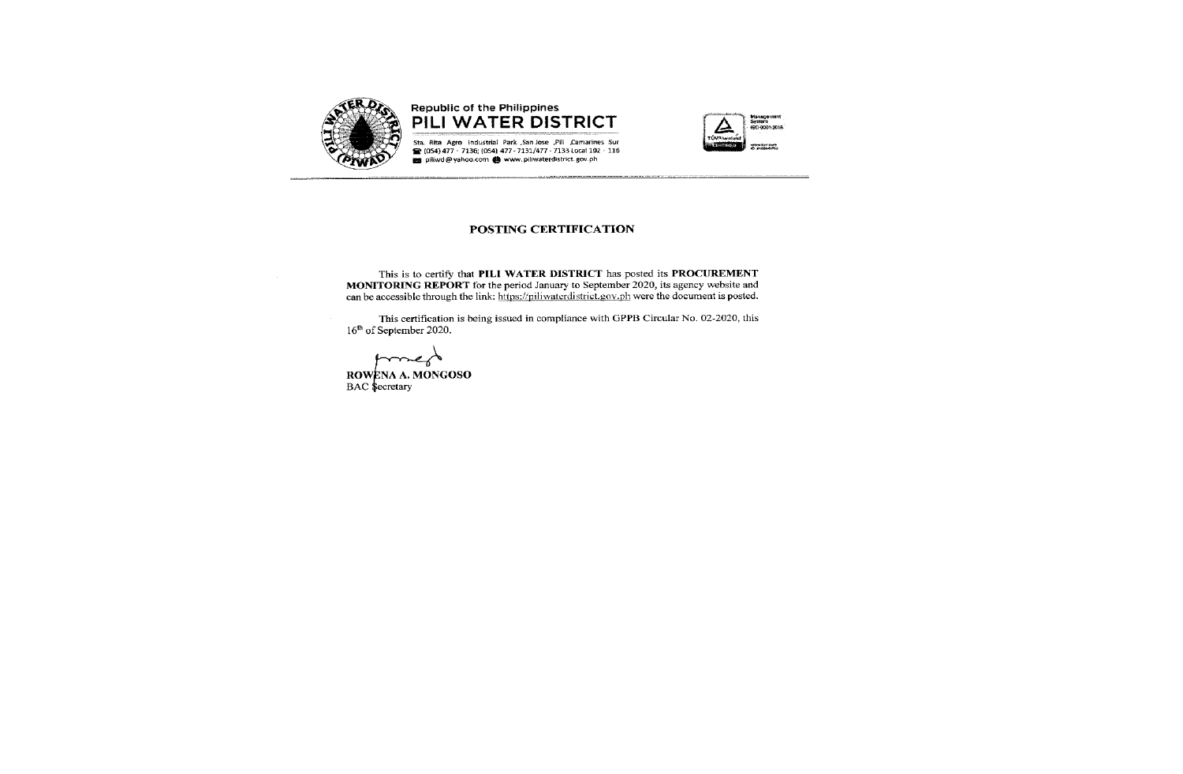Republic of the Philippines

**PILI WATER DISTRICT**

Sta. Rita Agro Industrial Park, San Jose, Pili, Camarines Sur
(054) 477 - 7136; (054) 477 - 7131/477 - 7133 Local 102 - 116
piliwd@yahoo.com www.piliwaterdistrict.gov.ph

## POSTING CERTIFICATION

This is to certify that **PILI WATER DISTRICT** has posted its **PROCUREMENT MONITORING REPORT** for the period January to September 2020, its agency website and can be accessible through the link: https://piliwaterdistrict.gov.ph were the document is posted.

This certification is being issued in compliance with GPPB Circular No. 02-2020, this 16th of September 2020.

**ROWENA A. MONGOSO**
BAC Secretary